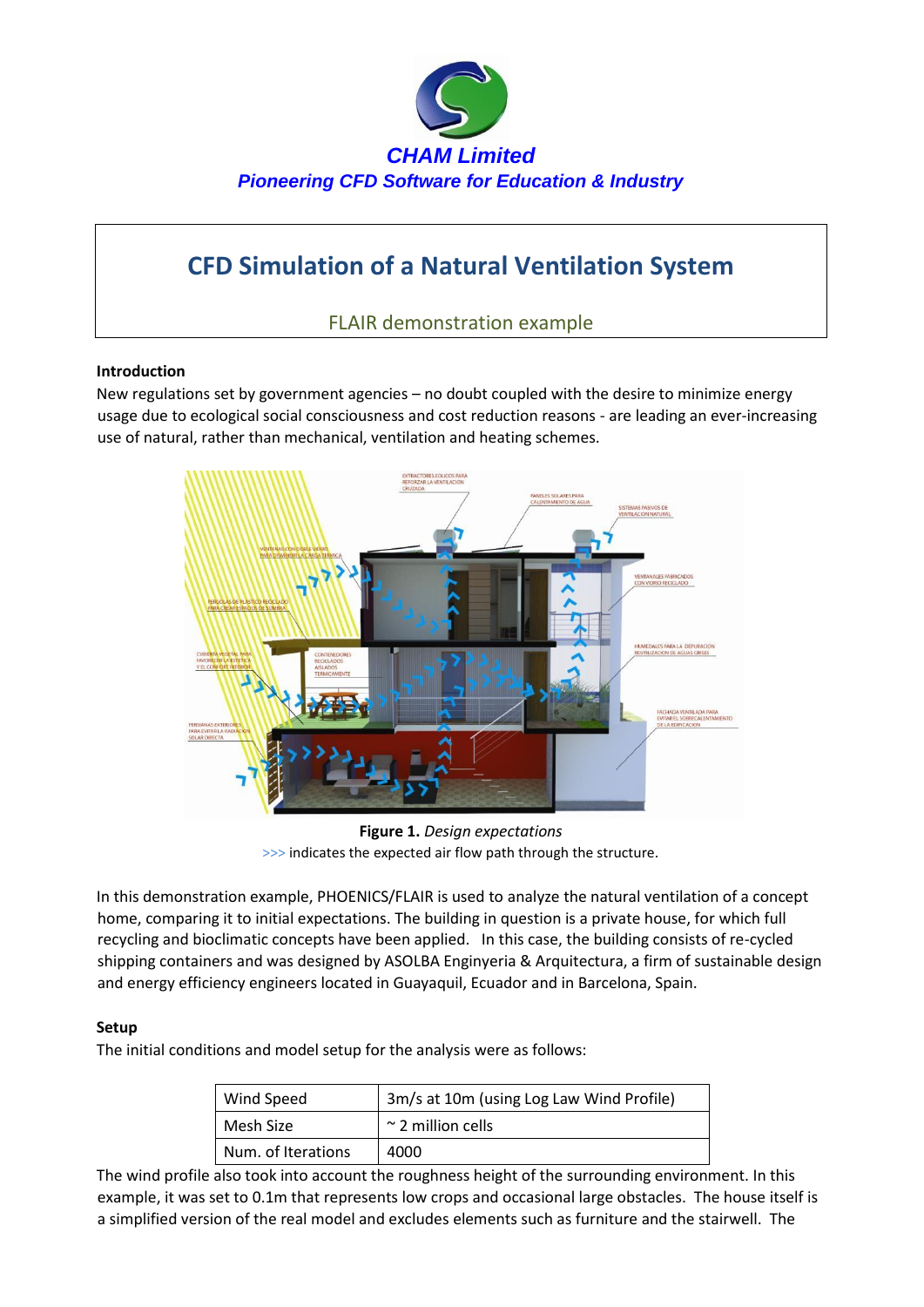CHAM Limited

*Pioneering CFD Software for Education & Industry*

# CFD Simulation of a Natural Ventilation System

FLAIR demonstration example

### Introduction

New regulations set by government agencies – no doubt coupled with the desire to minimize energy usage due to ecological social consciousness and cost reduction reasons - are leading an ever-increasing use of natural, rather than mechanical, ventilation and heating schemes.

**Figure 1.** *Design expectations*

>>> indicates the expected air flow path through the structure.

In this demonstration example, PHOENICS/FLAIR is used to analyze the natural ventilation of a concept home, comparing it to initial expectations. The building in question is a private house, for which full recycling and bioclimatic concepts have been applied. In this case, the building consists of re-cycled shipping containers and was designed by ASOLBA Enginyeria & Arquitectura, a firm of sustainable design and energy efficiency engineers located in Guayaquil, Ecuador and in Barcelona, Spain.

### Setup

The initial conditions and model setup for the analysis were as follows:

| Wind Speed | 3m/s at 10m (using Log Law Wind Profile) |
|---|---|
| Mesh Size | ~ 2 million cells |
| Num. of Iterations | 4000 |

The wind profile also took into account the roughness height of the surrounding environment. In this example, it was set to 0.1m that represents low crops and occasional large obstacles. The house itself is a simplified version of the real model and excludes elements such as furniture and the stairwell. The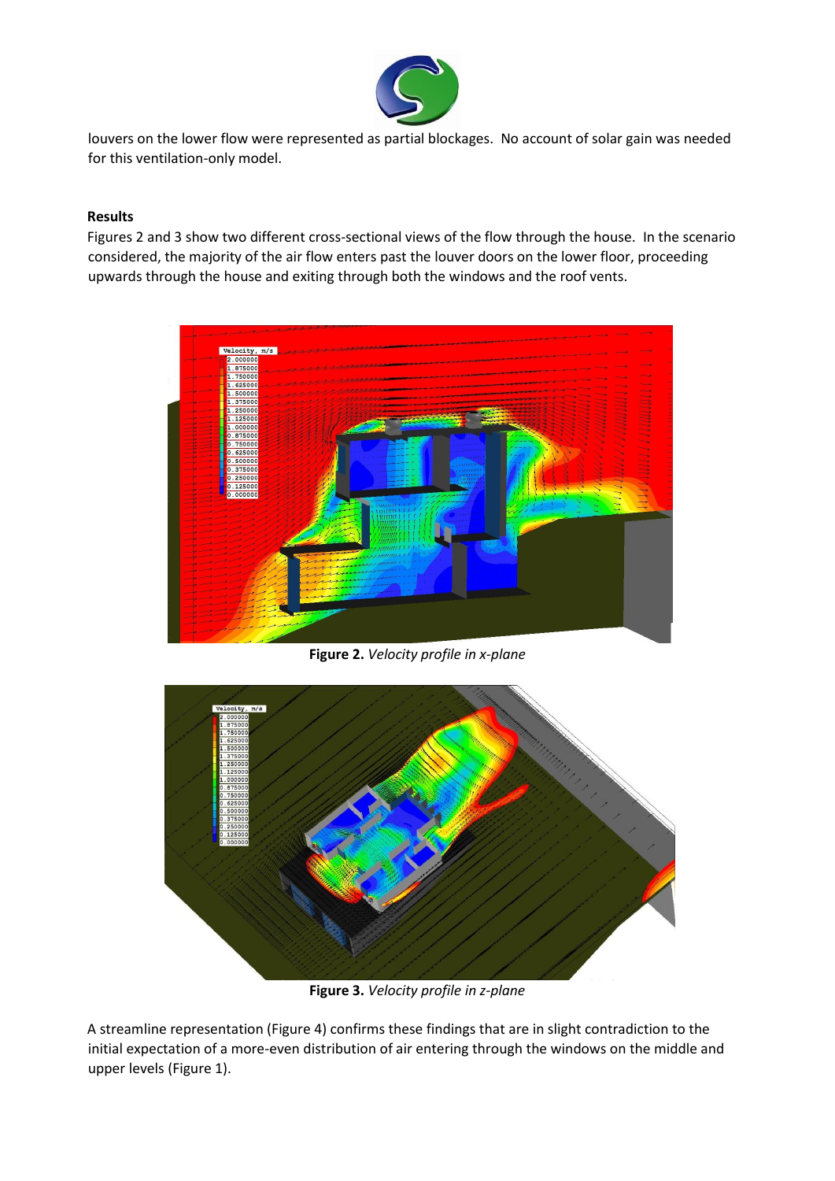louvers on the lower flow were represented as partial blockages. No account of solar gain was needed for this ventilation-only model.

**Results**

Figures 2 and 3 show two different cross-sectional views of the flow through the house. In the scenario considered, the majority of the air flow enters past the louver doors on the lower floor, proceeding upwards through the house and exiting through both the windows and the roof vents.

**Figure 2.** *Velocity profile in x-plane*

**Figure 3.** *Velocity profile in z-plane*

A streamline representation (Figure 4) confirms these findings that are in slight contradiction to the initial expectation of a more-even distribution of air entering through the windows on the middle and upper levels (Figure 1).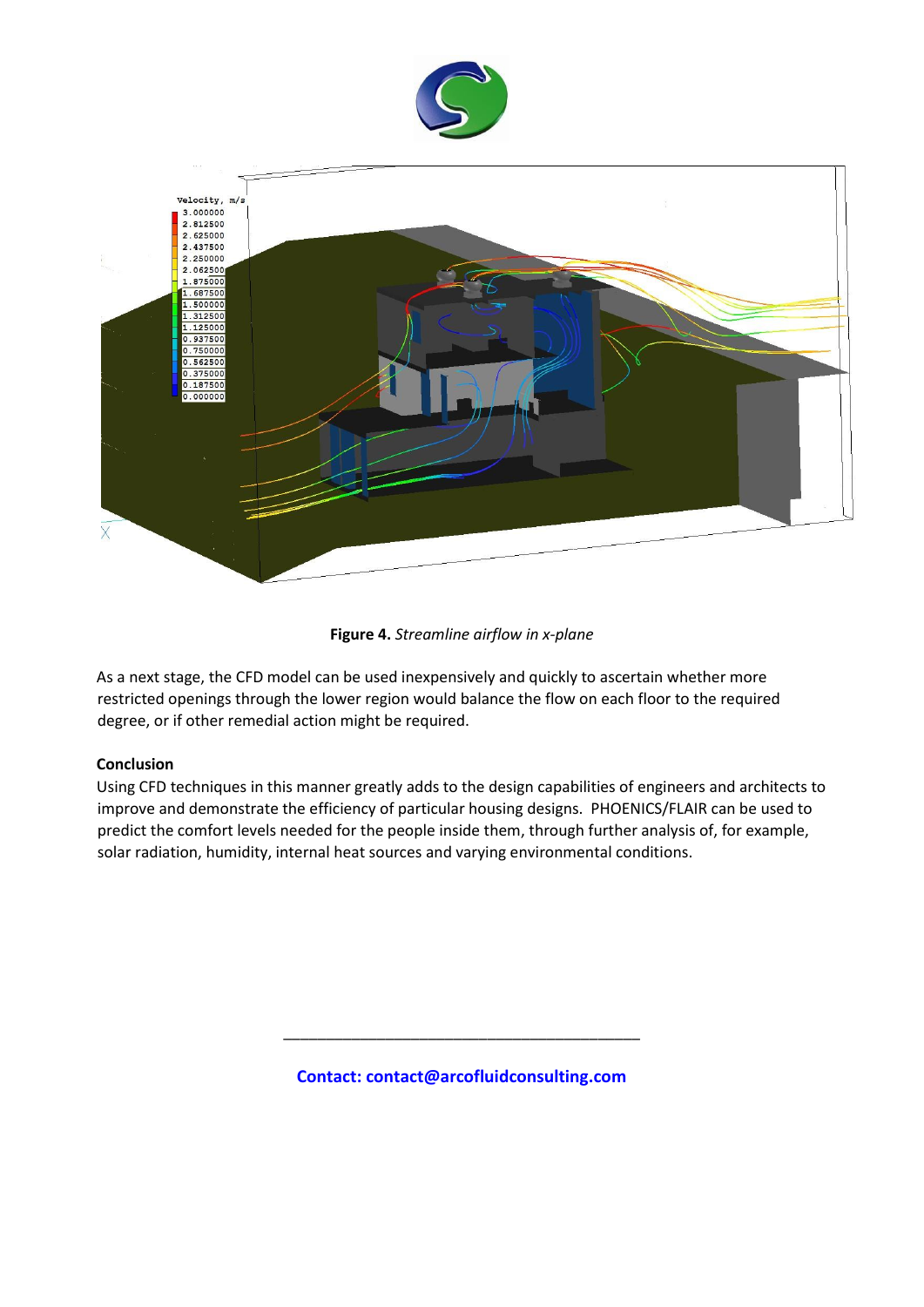Velocity, m/s
3.000000
2.812500
2.625000
2.437500
2.250000
2.062500
1.875000
1.687500
1.500000
1.312500
1.125000
0.937500
0.750000
0.562500
0.375000
0.187500
0.000000

X

**Figure 4.** *Streamline airflow in x-plane*

As a next stage, the CFD model can be used inexpensively and quickly to ascertain whether more restricted openings through the lower region would balance the flow on each floor to the required degree, or if other remedial action might be required.

**Conclusion**

Using CFD techniques in this manner greatly adds to the design capabilities of engineers and architects to improve and demonstrate the efficiency of particular housing designs. PHOENICS/FLAIR can be used to predict the comfort levels needed for the people inside them, through further analysis of, for example, solar radiation, humidity, internal heat sources and varying environmental conditions.

---

**Contact: contact@arcofluidconsulting.com**